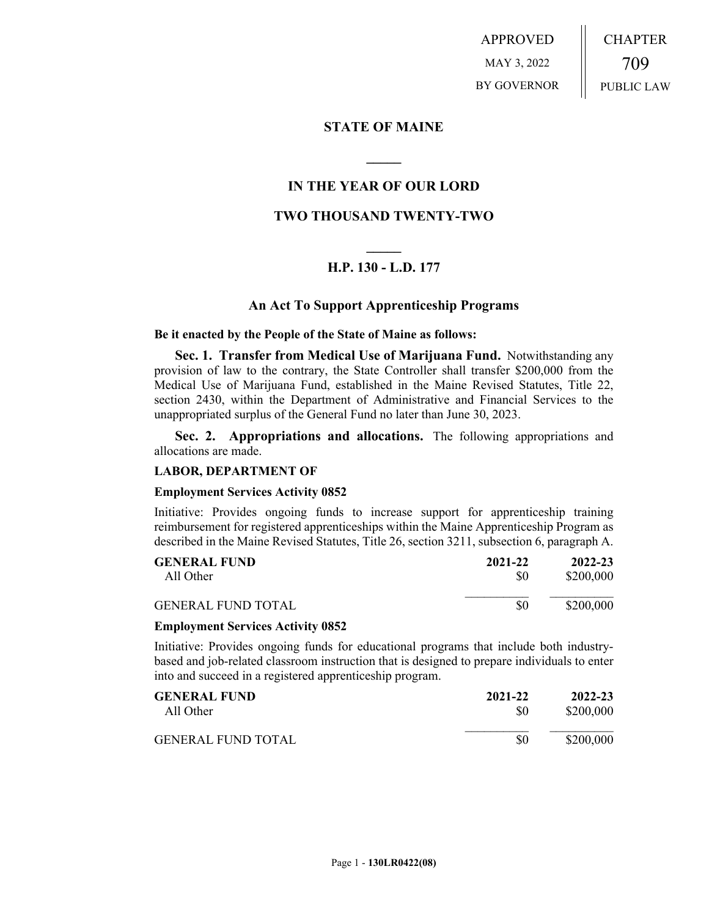APPROVED
MAY 3, 2022
BY GOVERNOR

CHAPTER
709
PUBLIC LAW

# STATE OF MAINE

## IN THE YEAR OF OUR LORD

## TWO THOUSAND TWENTY-TWO

### H.P. 130 - L.D. 177

### An Act To Support Apprenticeship Programs

**Be it enacted by the People of the State of Maine as follows:**

**Sec. 1. Transfer from Medical Use of Marijuana Fund.** Notwithstanding any provision of law to the contrary, the State Controller shall transfer $200,000 from the Medical Use of Marijuana Fund, established in the Maine Revised Statutes, Title 22, section 2430, within the Department of Administrative and Financial Services to the unappropriated surplus of the General Fund no later than June 30, 2023.

**Sec. 2. Appropriations and allocations.** The following appropriations and allocations are made.

**LABOR, DEPARTMENT OF**

**Employment Services Activity 0852**

Initiative: Provides ongoing funds to increase support for apprenticeship training reimbursement for registered apprenticeships within the Maine Apprenticeship Program as described in the Maine Revised Statutes, Title 26, section 3211, subsection 6, paragraph A.

| GENERAL FUND | 2021-22 | 2022-23 |
| --- | --- | --- |
| All Other | $0 | $200,000 |
| GENERAL FUND TOTAL | $0 | $200,000 |

**Employment Services Activity 0852**

Initiative: Provides ongoing funds for educational programs that include both industry-based and job-related classroom instruction that is designed to prepare individuals to enter into and succeed in a registered apprenticeship program.

| GENERAL FUND | 2021-22 | 2022-23 |
| --- | --- | --- |
| All Other | $0 | $200,000 |
| GENERAL FUND TOTAL | $0 | $200,000 |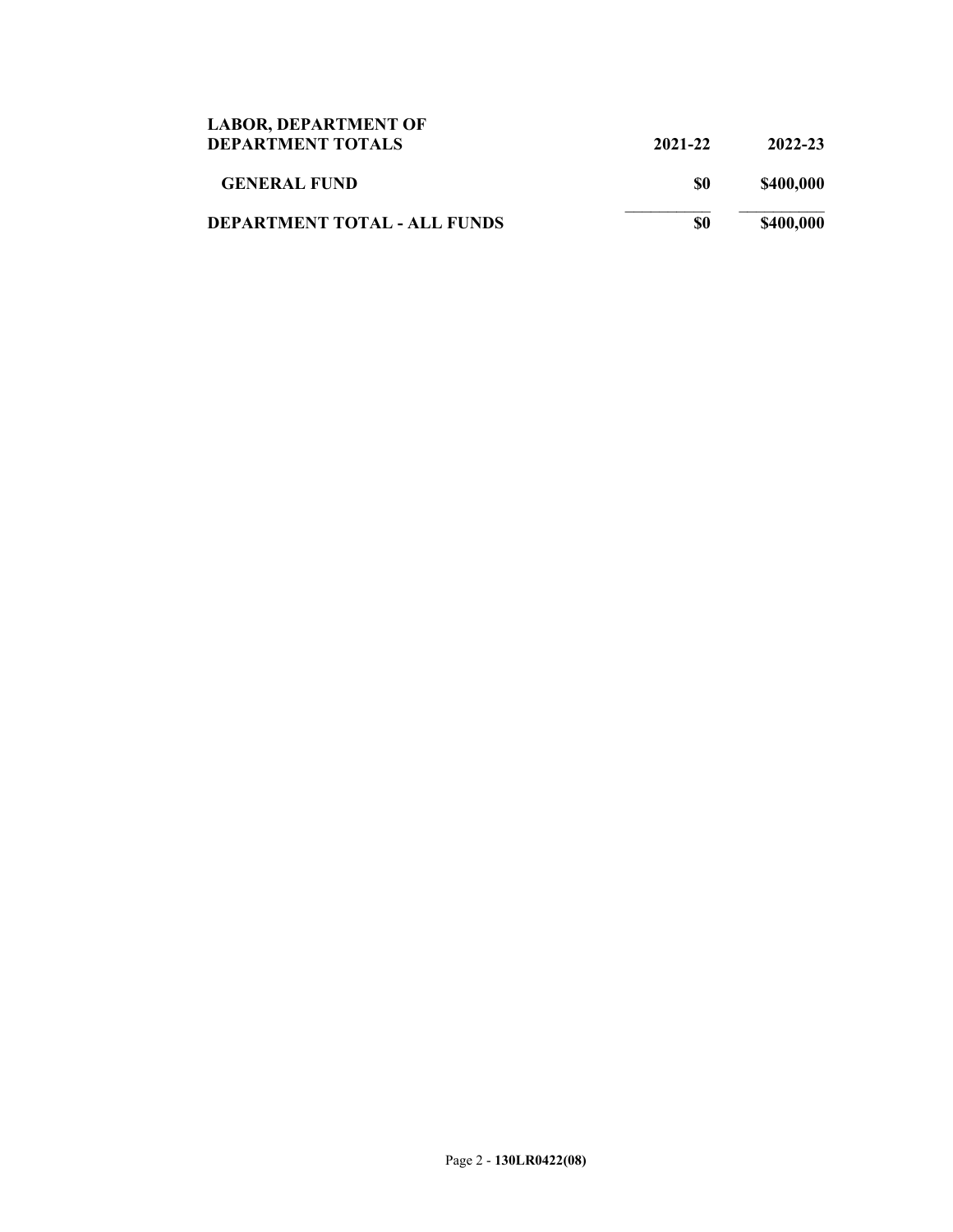| LABOR, DEPARTMENT OF<br>DEPARTMENT TOTALS | 2021-22 | 2022-23 |
| --- | --- | --- |
| GENERAL FUND | $0 | $400,000 |
| DEPARTMENT TOTAL - ALL FUNDS | $0 | $400,000 |